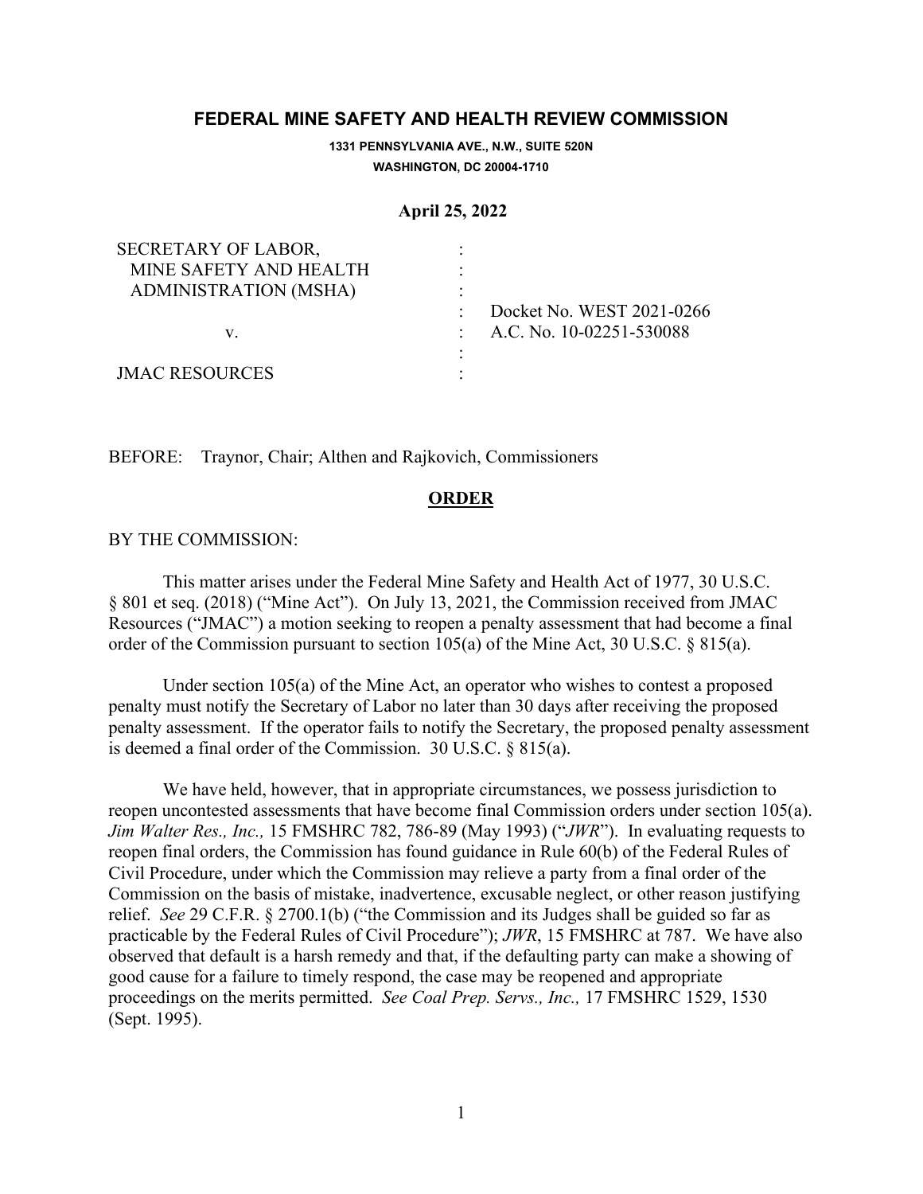## FEDERAL MINE SAFETY AND HEALTH REVIEW COMMISSION

**1331 PENNSYLVANIA AVE., N.W., SUITE 520N**
**WASHINGTON, DC 20004-1710**

**April 25, 2022**

| | | |
|---|---|---|
| SECRETARY OF LABOR, | : | |
| MINE SAFETY AND HEALTH | : | |
| ADMINISTRATION (MSHA) | : | |
| | : | Docket No. WEST 2021-0266 |
| v. | : | A.C. No. 10-02251-530088 |
| | : | |
| JMAC RESOURCES | : | |

BEFORE: Traynor, Chair; Althen and Rajkovich, Commissioners

**ORDER**

BY THE COMMISSION:

This matter arises under the Federal Mine Safety and Health Act of 1977, 30 U.S.C. § 801 et seq. (2018) ("Mine Act"). On July 13, 2021, the Commission received from JMAC Resources ("JMAC") a motion seeking to reopen a penalty assessment that had become a final order of the Commission pursuant to section 105(a) of the Mine Act, 30 U.S.C. § 815(a).

Under section 105(a) of the Mine Act, an operator who wishes to contest a proposed penalty must notify the Secretary of Labor no later than 30 days after receiving the proposed penalty assessment. If the operator fails to notify the Secretary, the proposed penalty assessment is deemed a final order of the Commission. 30 U.S.C. § 815(a).

We have held, however, that in appropriate circumstances, we possess jurisdiction to reopen uncontested assessments that have become final Commission orders under section 105(a). *Jim Walter Res., Inc.,* 15 FMSHRC 782, 786-89 (May 1993) ("*JWR*"). In evaluating requests to reopen final orders, the Commission has found guidance in Rule 60(b) of the Federal Rules of Civil Procedure, under which the Commission may relieve a party from a final order of the Commission on the basis of mistake, inadvertence, excusable neglect, or other reason justifying relief. *See* 29 C.F.R. § 2700.1(b) ("the Commission and its Judges shall be guided so far as practicable by the Federal Rules of Civil Procedure"); *JWR*, 15 FMSHRC at 787. We have also observed that default is a harsh remedy and that, if the defaulting party can make a showing of good cause for a failure to timely respond, the case may be reopened and appropriate proceedings on the merits permitted. *See Coal Prep. Servs., Inc.,* 17 FMSHRC 1529, 1530 (Sept. 1995).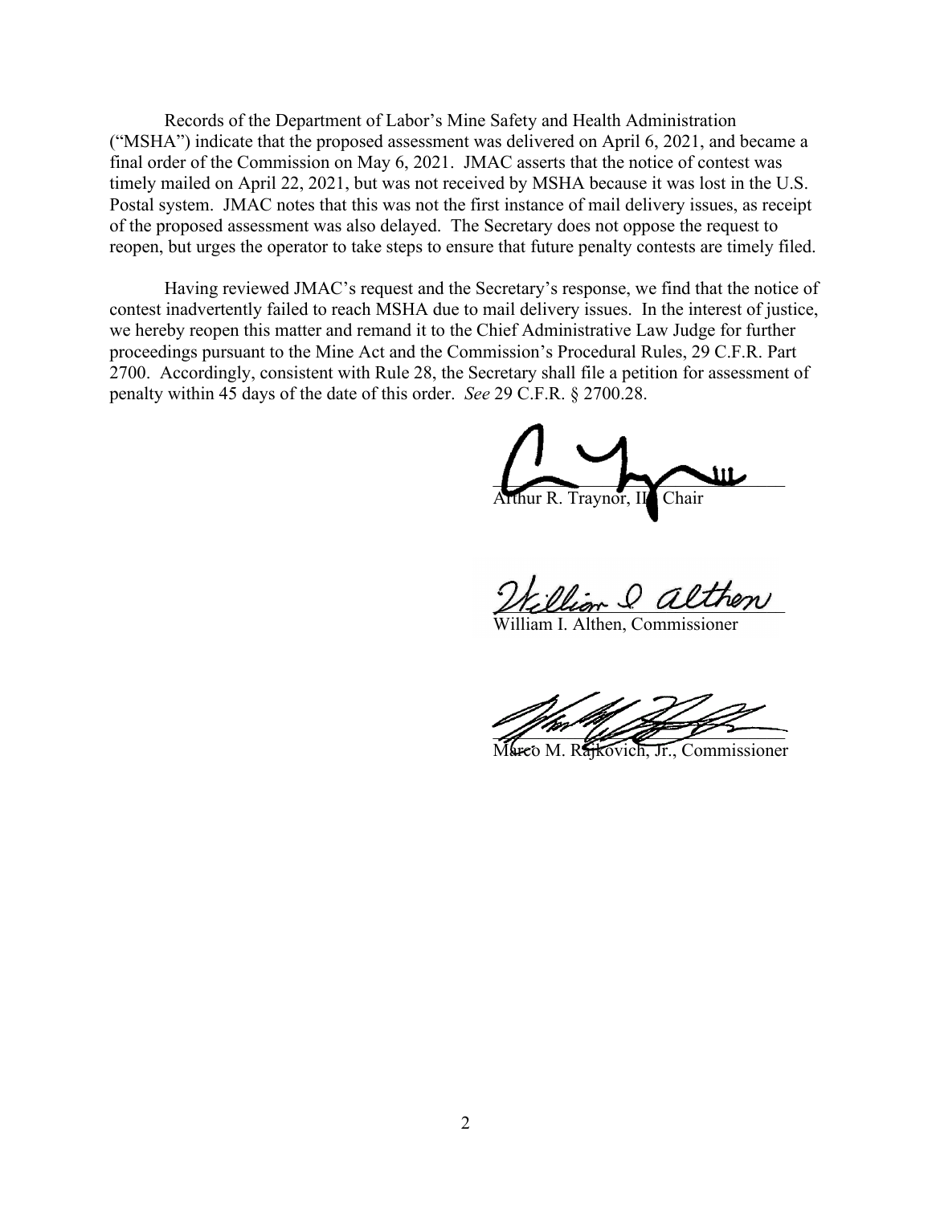Records of the Department of Labor's Mine Safety and Health Administration ("MSHA") indicate that the proposed assessment was delivered on April 6, 2021, and became a final order of the Commission on May 6, 2021. JMAC asserts that the notice of contest was timely mailed on April 22, 2021, but was not received by MSHA because it was lost in the U.S. Postal system. JMAC notes that this was not the first instance of mail delivery issues, as receipt of the proposed assessment was also delayed. The Secretary does not oppose the request to reopen, but urges the operator to take steps to ensure that future penalty contests are timely filed.

Having reviewed JMAC's request and the Secretary's response, we find that the notice of contest inadvertently failed to reach MSHA due to mail delivery issues. In the interest of justice, we hereby reopen this matter and remand it to the Chief Administrative Law Judge for further proceedings pursuant to the Mine Act and the Commission's Procedural Rules, 29 C.F.R. Part 2700. Accordingly, consistent with Rule 28, the Secretary shall file a petition for assessment of penalty within 45 days of the date of this order. *See* 29 C.F.R. § 2700.28.

Arthur R. Traynor, III, Chair

William I. Althen, Commissioner

Marco M. Rajkovich, Jr., Commissioner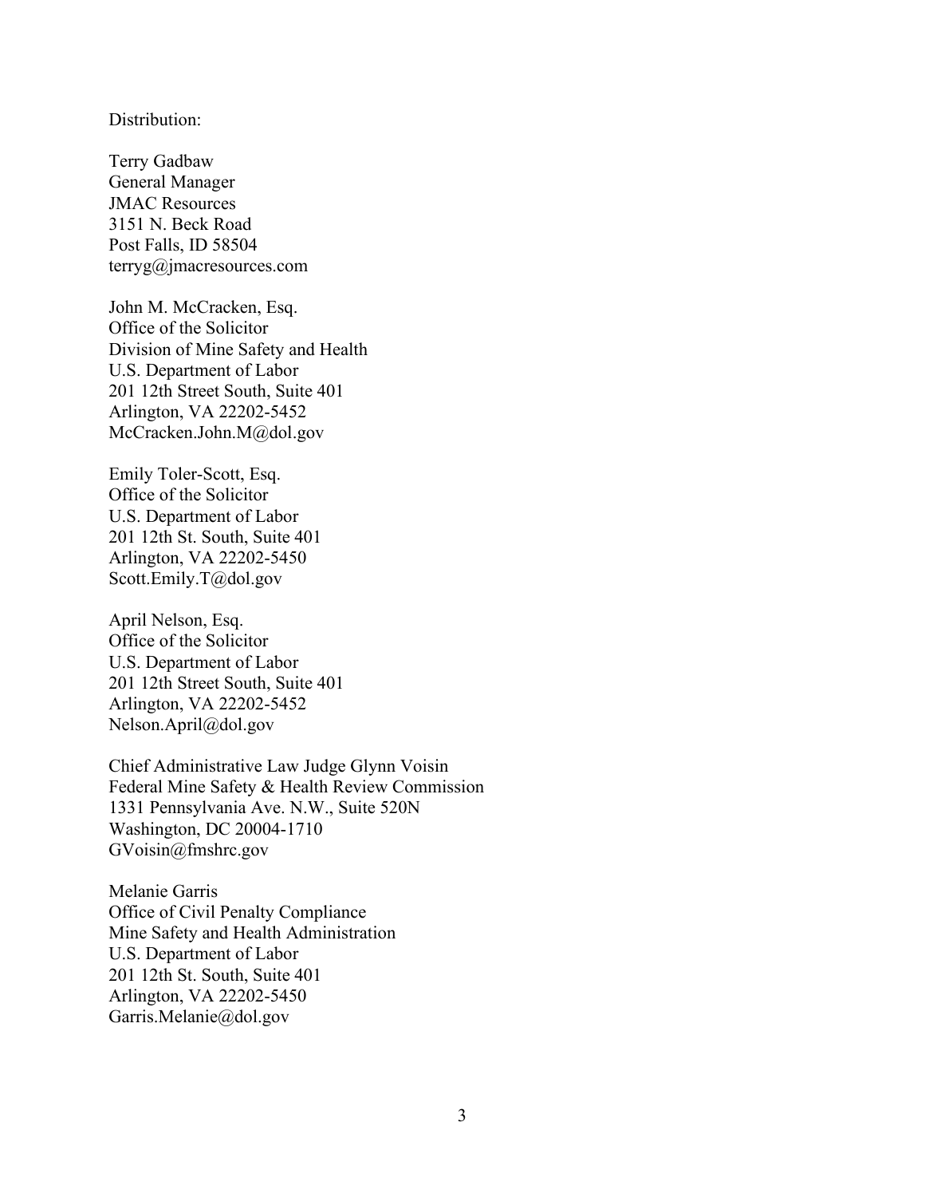Distribution:

Terry Gadbaw
General Manager
JMAC Resources
3151 N. Beck Road
Post Falls, ID 58504
terryg@jmacresources.com

John M. McCracken, Esq.
Office of the Solicitor
Division of Mine Safety and Health
U.S. Department of Labor
201 12th Street South, Suite 401
Arlington, VA 22202-5452
McCracken.John.M@dol.gov

Emily Toler-Scott, Esq.
Office of the Solicitor
U.S. Department of Labor
201 12th St. South, Suite 401
Arlington, VA 22202-5450
Scott.Emily.T@dol.gov

April Nelson, Esq.
Office of the Solicitor
U.S. Department of Labor
201 12th Street South, Suite 401
Arlington, VA 22202-5452
Nelson.April@dol.gov

Chief Administrative Law Judge Glynn Voisin
Federal Mine Safety & Health Review Commission
1331 Pennsylvania Ave. N.W., Suite 520N
Washington, DC 20004-1710
GVoisin@fmshrc.gov

Melanie Garris
Office of Civil Penalty Compliance
Mine Safety and Health Administration
U.S. Department of Labor
201 12th St. South, Suite 401
Arlington, VA 22202-5450
Garris.Melanie@dol.gov